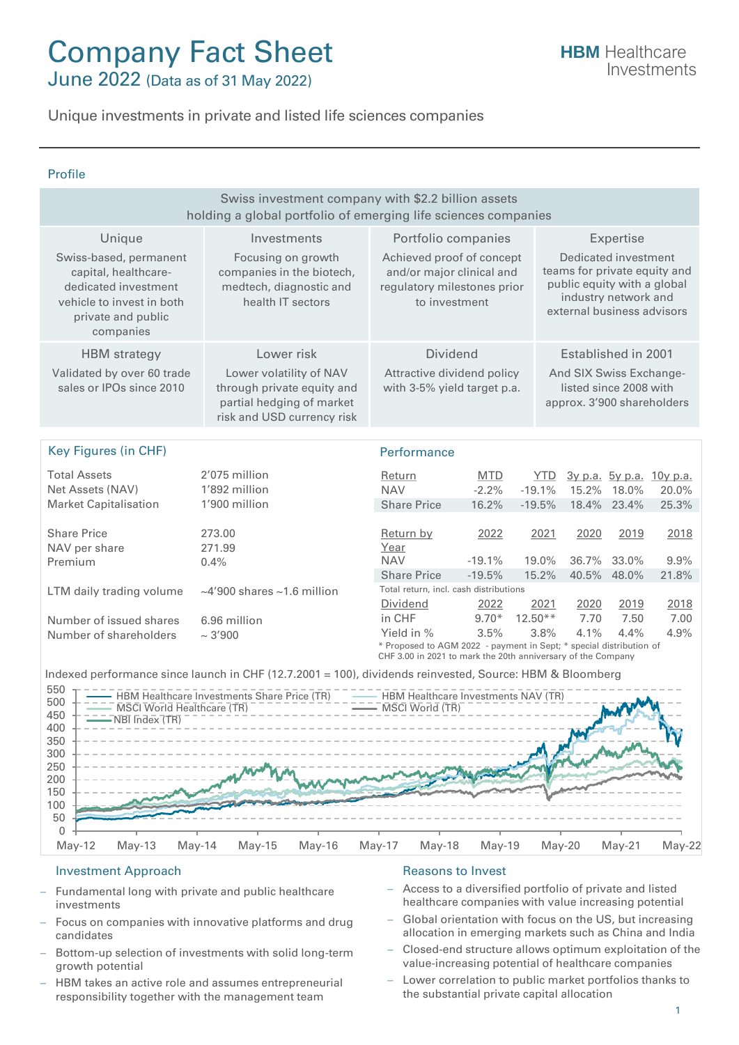# Company Fact Sheet

June 2022 (Data as of 31 May 2022)

**HBM** Healthcare Investments

Unique investments in private and listed life sciences companies

## Profile

Swiss investment company with $2.2 billion assets holding a global portfolio of emerging life sciences companies

| Unique | Investments | Portfolio companies | Expertise |
|---|---|---|---|
| Swiss-based, permanent capital, healthcare-dedicated investment vehicle to invest in both private and public companies | Focusing on growth companies in the biotech, medtech, diagnostic and health IT sectors | Achieved proof of concept and/or major clinical and regulatory milestones prior to investment | Dedicated investment teams for private equity and public equity with a global industry network and external business advisors |
| **HBM strategy** | **Lower risk** | **Dividend** | **Established in 2001** |
| Validated by over 60 trade sales or IPOs since 2010 | Lower volatility of NAV through private equity and partial hedging of market risk and USD currency risk | Attractive dividend policy with 3-5% yield target p.a. | And SIX Swiss Exchange-listed since 2008 with approx. 3'900 shareholders |

## Key Figures (in CHF)

| | |
|---|---|
| Total Assets | 2'075 million |
| Net Assets (NAV) | 1'892 million |
| Market Capitalisation | 1'900 million |
| Share Price | 273.00 |
| NAV per share | 271.99 |
| Premium | 0.4% |
| LTM daily trading volume | ~4'900 shares ~1.6 million |
| Number of issued shares | 6.96 million |
| Number of shareholders | ~ 3'900 |

## Performance

| Return | MTD | YTD | 3y p.a. | 5y p.a. | 10y p.a. |
|---|---|---|---|---|---|
| NAV | -2.2% | -19.1% | 15.2% | 18.0% | 20.0% |
| Share Price | 16.2% | -19.5% | 18.4% | 23.4% | 25.3% |

| Return by Year | 2022 | 2021 | 2020 | 2019 | 2018 |
|---|---|---|---|---|---|
| NAV | -19.1% | 19.0% | 36.7% | 33.0% | 9.9% |
| Share Price | -19.5% | 15.2% | 40.5% | 48.0% | 21.8% |

Total return, incl. cash distributions

| Dividend | 2022 | 2021 | 2020 | 2019 | 2018 |
|---|---|---|---|---|---|
| in CHF | 9.70* | 12.50** | 7.70 | 7.50 | 7.00 |
| Yield in % | 3.5% | 3.8% | 4.1% | 4.4% | 4.9% |

* Proposed to AGM 2022 - payment in Sept; * special distribution of CHF 3.00 in 2021 to mark the 20th anniversary of the Company

Indexed performance since launch in CHF (12.7.2001 = 100), dividends reinvested, Source: HBM & Bloomberg

## Investment Approach

- Fundamental long with private and public healthcare investments
- Focus on companies with innovative platforms and drug candidates
- Bottom-up selection of investments with solid long-term growth potential
- HBM takes an active role and assumes entrepreneurial responsibility together with the management team

## Reasons to Invest

- Access to a diversified portfolio of private and listed healthcare companies with value increasing potential
- Global orientation with focus on the US, but increasing allocation in emerging markets such as China and India
- Closed-end structure allows optimum exploitation of the value-increasing potential of healthcare companies
- Lower correlation to public market portfolios thanks to the substantial private capital allocation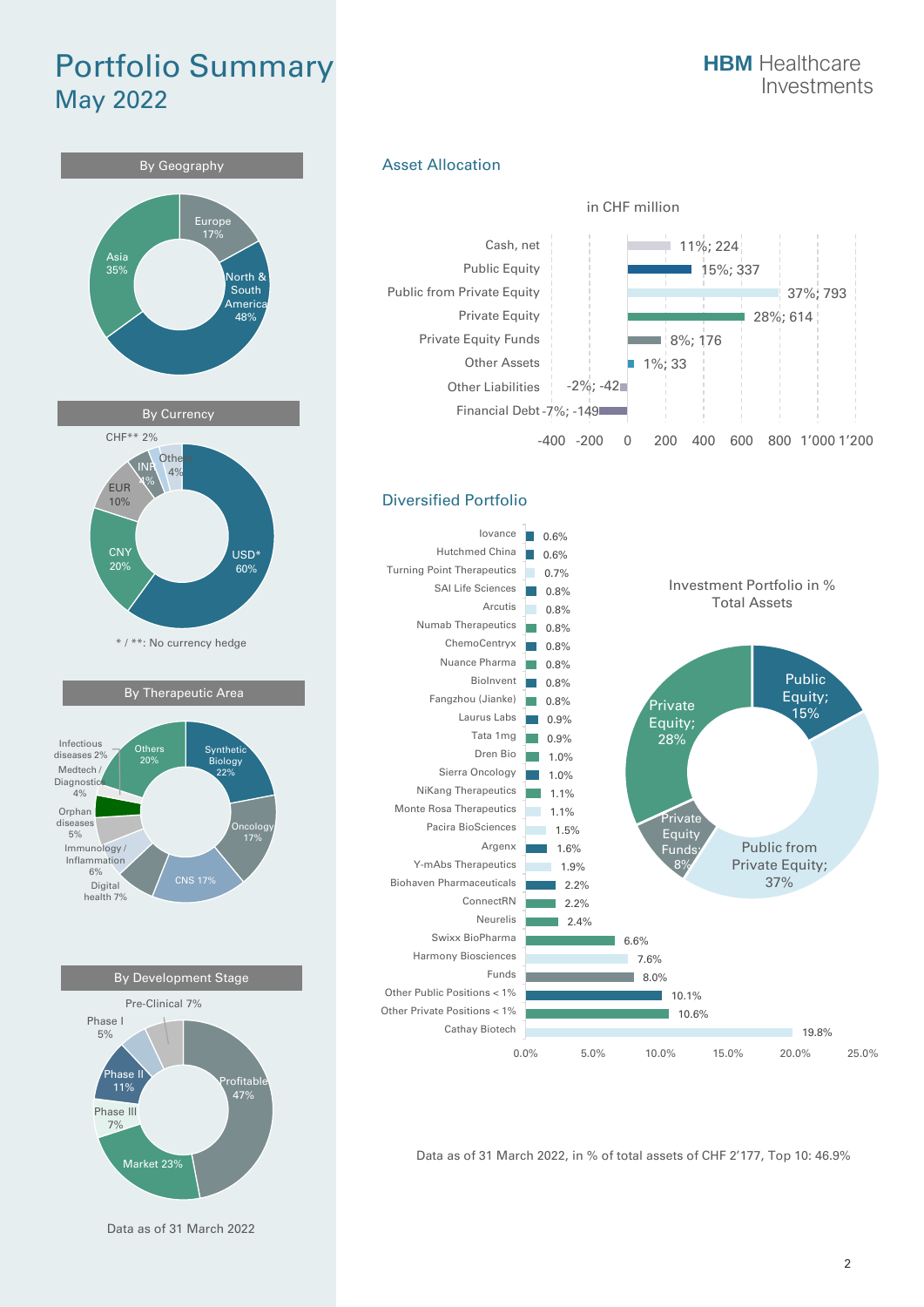# Portfolio Summary
## May 2022

HBM Healthcare Investments

### By Geography

| Region | Share |
|---|---|
| Europe | 17% |
| North & South America | 48% |
| Asia | 35% |

### By Currency

| Currency | Share |
|---|---|
| USD* | 60% |
| CNY | 20% |
| EUR | 10% |
| INR | 4% |
| Other | 4% |
| CHF** | 2% |

* / **: No currency hedge

### By Therapeutic Area

| Therapeutic Area | Share |
|---|---|
| Synthetic Biology | 22% |
| Oncology | 17% |
| CNS | 17% |
| Digital health | 7% |
| Immunology / Inflammation | 6% |
| Orphan diseases | 5% |
| Medtech / Diagnostics | 4% |
| Infectious diseases | 2% |
| Others | 20% |

### By Development Stage

| Development Stage | Share |
|---|---|
| Profitable | 47% |
| Market | 23% |
| Phase III | 7% |
| Phase II | 11% |
| Phase I | 5% |
| Pre-Clinical | 7% |

Data as of 31 March 2022

### Asset Allocation

in CHF million

| | % | CHF million |
|---|---|---|
| Cash, net | 11% | 224 |
| Public Equity | 15% | 337 |
| Public from Private Equity | 37% | 793 |
| Private Equity | 28% | 614 |
| Private Equity Funds | 8% | 176 |
| Other Assets | 1% | 33 |
| Other Liabilities | -2% | -42 |
| Financial Debt | -7% | -149 |

### Diversified Portfolio

| Holding | % of total assets |
|---|---|
| Iovance | 0.6% |
| Hutchmed China | 0.6% |
| Turning Point Therapeutics | 0.7% |
| SAI Life Sciences | 0.8% |
| Arcutis | 0.8% |
| Numab Therapeutics | 0.8% |
| ChemoCentryx | 0.8% |
| Nuance Pharma | 0.8% |
| BioInvent | 0.8% |
| Fangzhou (Jianke) | 0.8% |
| Laurus Labs | 0.9% |
| Tata 1mg | 0.9% |
| Dren Bio | 1.0% |
| Sierra Oncology | 1.0% |
| NiKang Therapeutics | 1.1% |
| Monte Rosa Therapeutics | 1.1% |
| Pacira BioSciences | 1.5% |
| Argenx | 1.6% |
| Y-mAbs Therapeutics | 1.9% |
| Biohaven Pharmaceuticals | 2.2% |
| ConnectRN | 2.2% |
| Neurelis | 2.4% |
| Swixx BioPharma | 6.6% |
| Harmony Biosciences | 7.6% |
| Funds | 8.0% |
| Other Public Positions < 1% | 10.1% |
| Other Private Positions < 1% | 10.6% |
| Cathay Biotech | 19.8% |

Investment Portfolio in % Total Assets

| Category | Share |
|---|---|
| Public Equity | 15% |
| Public from Private Equity | 37% |
| Private Equity Funds | 8% |
| Private Equity | 28% |

Data as of 31 March 2022, in % of total assets of CHF 2'177, Top 10: 46.9%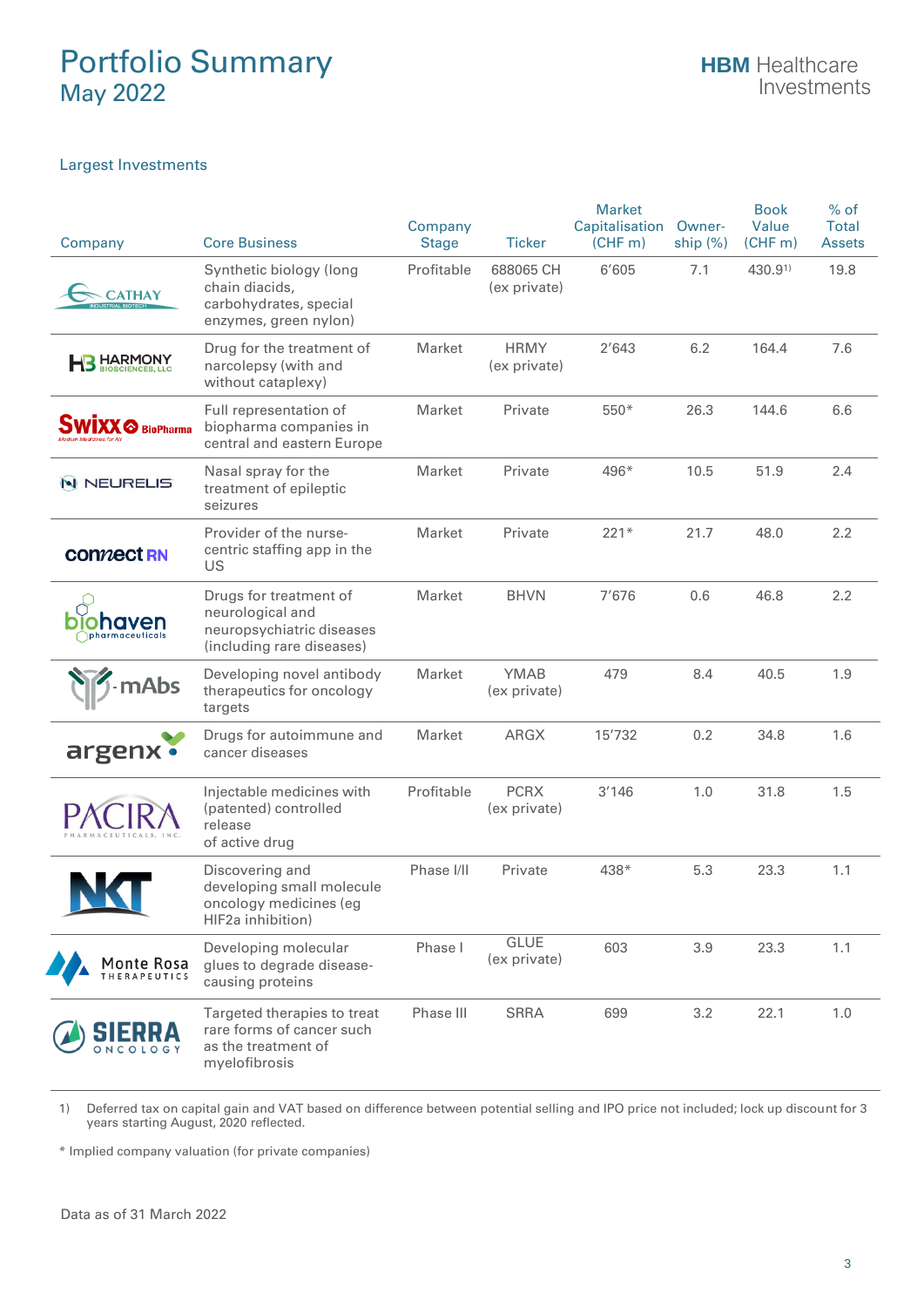# Portfolio Summary
## May 2022

HBM Healthcare Investments

### Largest Investments

| Company | Core Business | Company Stage | Ticker | Market Capitalisation (CHF m) | Owner-ship (%) | Book Value (CHF m) | % of Total Assets |
|---|---|---|---|---|---|---|---|
| Cathay | Synthetic biology (long chain diacids, carbohydrates, special enzymes, green nylon) | Profitable | 688065 CH (ex private) | 6'605 | 7.1 | 430.9[1)] | 19.8 |
| Harmony Biosciences, LLC | Drug for the treatment of narcolepsy (with and without cataplexy) | Market | HRMY (ex private) | 2'643 | 6.2 | 164.4 | 7.6 |
| Swixx BioPharma | Full representation of biopharma companies in central and eastern Europe | Market | Private | 550* | 26.3 | 144.6 | 6.6 |
| Neurelis | Nasal spray for the treatment of epileptic seizures | Market | Private | 496* | 10.5 | 51.9 | 2.4 |
| connectRN | Provider of the nurse-centric staffing app in the US | Market | Private | 221* | 21.7 | 48.0 | 2.2 |
| Biohaven Pharmaceuticals | Drugs for treatment of neurological and neuropsychiatric diseases (including rare diseases) | Market | BHVN | 7'676 | 0.6 | 46.8 | 2.2 |
| Y-mAbs | Developing novel antibody therapeutics for oncology targets | Market | YMAB (ex private) | 479 | 8.4 | 40.5 | 1.9 |
| argenx | Drugs for autoimmune and cancer diseases | Market | ARGX | 15'732 | 0.2 | 34.8 | 1.6 |
| Pacira Pharmaceuticals, Inc. | Injectable medicines with (patented) controlled release of active drug | Profitable | PCRX (ex private) | 3'146 | 1.0 | 31.8 | 1.5 |
| NKT | Discovering and developing small molecule oncology medicines (eg HIF2a inhibition) | Phase I/II | Private | 438* | 5.3 | 23.3 | 1.1 |
| Monte Rosa Therapeutics | Developing molecular glues to degrade disease-causing proteins | Phase I | GLUE (ex private) | 603 | 3.9 | 23.3 | 1.1 |
| Sierra Oncology | Targeted therapies to treat rare forms of cancer such as the treatment of myelofibrosis | Phase III | SRRA | 699 | 3.2 | 22.1 | 1.0 |

1) Deferred tax on capital gain and VAT based on difference between potential selling and IPO price not included; lock up discount for 3 years starting August, 2020 reflected.

\* Implied company valuation (for private companies)

Data as of 31 March 2022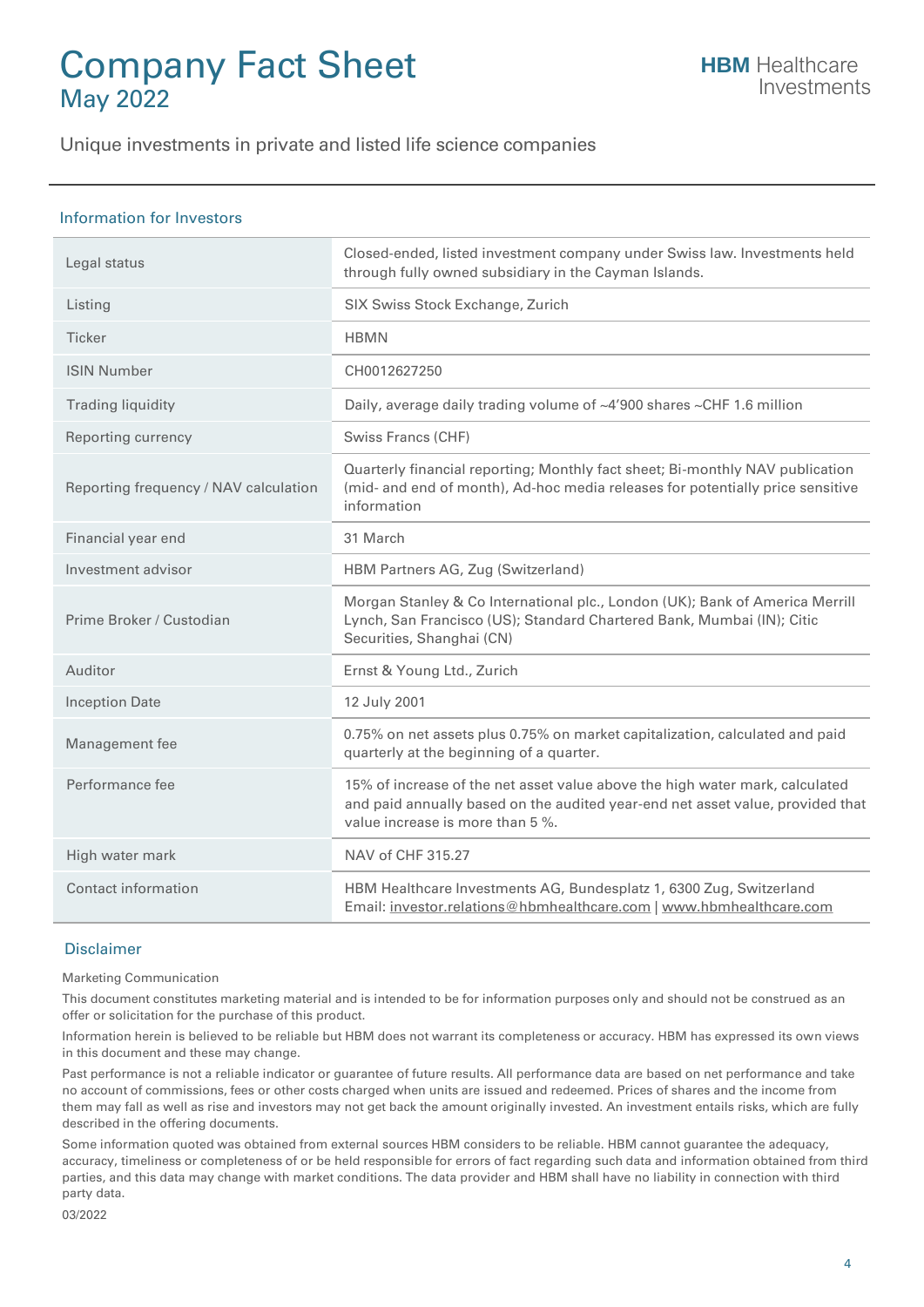# Company Fact Sheet
## May 2022

HBM Healthcare Investments

Unique investments in private and listed life science companies

### Information for Investors

| | |
|---|---|
| Legal status | Closed-ended, listed investment company under Swiss law. Investments held through fully owned subsidiary in the Cayman Islands. |
| Listing | SIX Swiss Stock Exchange, Zurich |
| Ticker | HBMN |
| ISIN Number | CH0012627250 |
| Trading liquidity | Daily, average daily trading volume of ~4'900 shares ~CHF 1.6 million |
| Reporting currency | Swiss Francs (CHF) |
| Reporting frequency / NAV calculation | Quarterly financial reporting; Monthly fact sheet; Bi-monthly NAV publication (mid- and end of month), Ad-hoc media releases for potentially price sensitive information |
| Financial year end | 31 March |
| Investment advisor | HBM Partners AG, Zug (Switzerland) |
| Prime Broker / Custodian | Morgan Stanley & Co International plc., London (UK); Bank of America Merrill Lynch, San Francisco (US); Standard Chartered Bank, Mumbai (IN); Citic Securities, Shanghai (CN) |
| Auditor | Ernst & Young Ltd., Zurich |
| Inception Date | 12 July 2001 |
| Management fee | 0.75% on net assets plus 0.75% on market capitalization, calculated and paid quarterly at the beginning of a quarter. |
| Performance fee | 15% of increase of the net asset value above the high water mark, calculated and paid annually based on the audited year-end net asset value, provided that value increase is more than 5 %. |
| High water mark | NAV of CHF 315.27 |
| Contact information | HBM Healthcare Investments AG, Bundesplatz 1, 6300 Zug, Switzerland<br>Email: investor.relations@hbmhealthcare.com \| www.hbmhealthcare.com |

### Disclaimer

Marketing Communication

This document constitutes marketing material and is intended to be for information purposes only and should not be construed as an offer or solicitation for the purchase of this product.

Information herein is believed to be reliable but HBM does not warrant its completeness or accuracy. HBM has expressed its own views in this document and these may change.

Past performance is not a reliable indicator or guarantee of future results. All performance data are based on net performance and take no account of commissions, fees or other costs charged when units are issued and redeemed. Prices of shares and the income from them may fall as well as rise and investors may not get back the amount originally invested. An investment entails risks, which are fully described in the offering documents.

Some information quoted was obtained from external sources HBM considers to be reliable. HBM cannot guarantee the adequacy, accuracy, timeliness or completeness of or be held responsible for errors of fact regarding such data and information obtained from third parties, and this data may change with market conditions. The data provider and HBM shall have no liability in connection with third party data.

03/2022